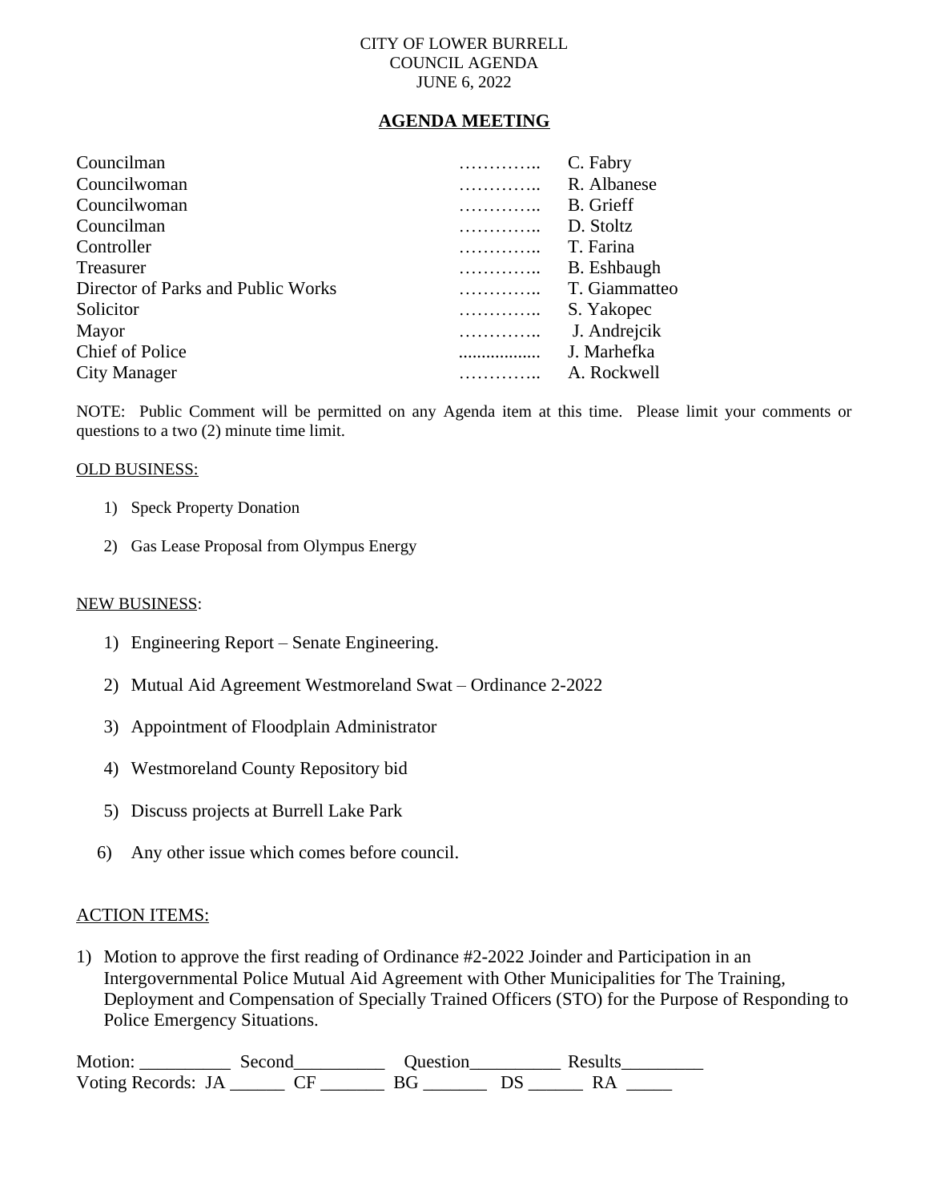CITY OF LOWER BURRELL
COUNCIL AGENDA
JUNE 6, 2022

## AGENDA MEETING

| | | |
|---|---|---|
| Councilman | ………….. | C. Fabry |
| Councilwoman | ………….. | R. Albanese |
| Councilwoman | ………….. | B. Grieff |
| Councilman | ………….. | D. Stoltz |
| Controller | ………….. | T. Farina |
| Treasurer | ………….. | B. Eshbaugh |
| Director of Parks and Public Works | ………….. | T. Giammatteo |
| Solicitor | ………….. | S. Yakopec |
| Mayor | ………….. | J. Andrejcik |
| Chief of Police | .................. | J. Marhefka |
| City Manager | ………….. | A. Rockwell |

NOTE: Public Comment will be permitted on any Agenda item at this time. Please limit your comments or questions to a two (2) minute time limit.

OLD BUSINESS:

1) Speck Property Donation
2) Gas Lease Proposal from Olympus Energy

NEW BUSINESS:

1) Engineering Report – Senate Engineering.
2) Mutual Aid Agreement Westmoreland Swat – Ordinance 2-2022
3) Appointment of Floodplain Administrator
4) Westmoreland County Repository bid
5) Discuss projects at Burrell Lake Park
6) Any other issue which comes before council.

ACTION ITEMS:

1) Motion to approve the first reading of Ordinance #2-2022 Joinder and Participation in an Intergovernmental Police Mutual Aid Agreement with Other Municipalities for The Training, Deployment and Compensation of Specially Trained Officers (STO) for the Purpose of Responding to Police Emergency Situations.

Motion: __________ Second__________ Question__________ Results_________
Voting Records: JA ______ CF _______ BG _______ DS ______ RA _____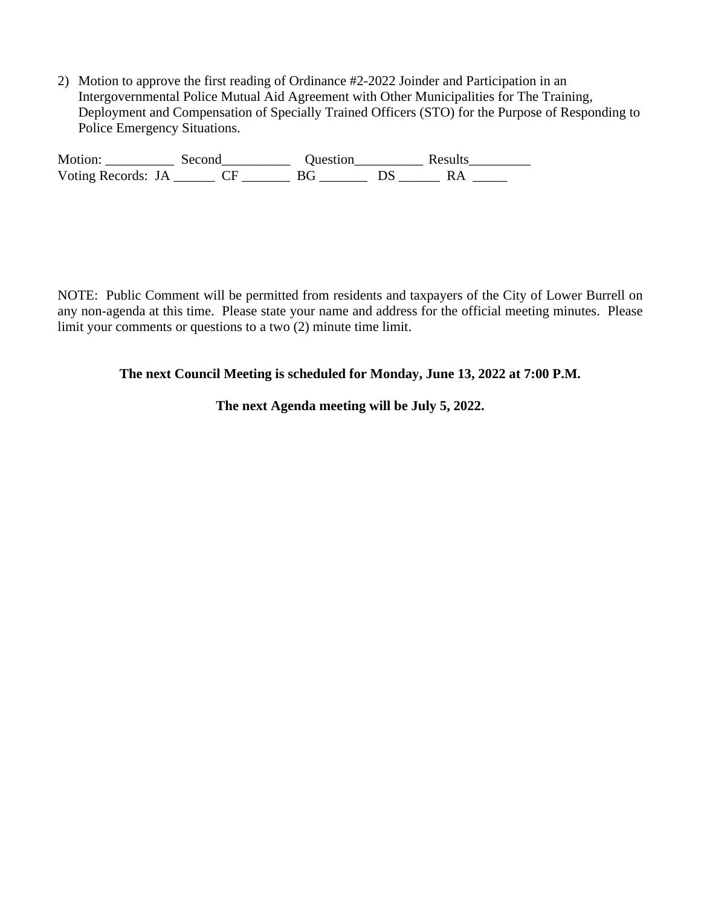2) Motion to approve the first reading of Ordinance #2-2022 Joinder and Participation in an Intergovernmental Police Mutual Aid Agreement with Other Municipalities for The Training, Deployment and Compensation of Specially Trained Officers (STO) for the Purpose of Responding to Police Emergency Situations.

Motion: __________ Second__________ Question__________ Results_________
Voting Records: JA ______ CF _______ BG _______ DS ______ RA _____

NOTE: Public Comment will be permitted from residents and taxpayers of the City of Lower Burrell on any non-agenda at this time. Please state your name and address for the official meeting minutes. Please limit your comments or questions to a two (2) minute time limit.

**The next Council Meeting is scheduled for Monday, June 13, 2022 at 7:00 P.M.**

**The next Agenda meeting will be July 5, 2022.**